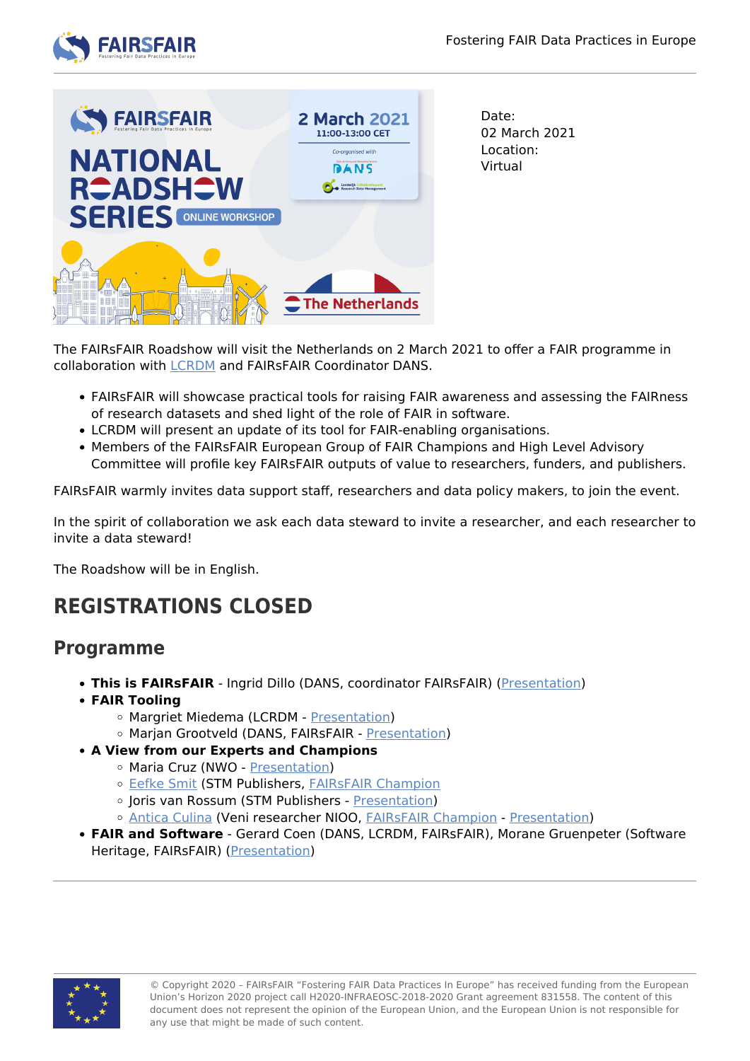Date:
02 March 2021
Location:
Virtual

The FAIRsFAIR Roadshow will visit the Netherlands on 2 March 2021 to offer a FAIR programme in collaboration with LCRDM and FAIRsFAIR Coordinator DANS.

- FAIRsFAIR will showcase practical tools for raising FAIR awareness and assessing the FAIRness of research datasets and shed light of the role of FAIR in software.
- LCRDM will present an update of its tool for FAIR-enabling organisations.
- Members of the FAIRsFAIR European Group of FAIR Champions and High Level Advisory Committee will profile key FAIRsFAIR outputs of value to researchers, funders, and publishers.

FAIRsFAIR warmly invites data support staff, researchers and data policy makers, to join the event.

In the spirit of collaboration we ask each data steward to invite a researcher, and each researcher to invite a data steward!

The Roadshow will be in English.

# REGISTRATIONS CLOSED

## Programme

- **This is FAIRsFAIR** - Ingrid Dillo (DANS, coordinator FAIRsFAIR) (Presentation)
- **FAIR Tooling**
  - Margriet Miedema (LCRDM - Presentation)
  - Marjan Grootveld (DANS, FAIRsFAIR - Presentation)
- **A View from our Experts and Champions**
  - Maria Cruz (NWO - Presentation)
  - Eefke Smit (STM Publishers, FAIRsFAIR Champion
  - Joris van Rossum (STM Publishers - Presentation)
  - Antica Culina (Veni researcher NIOO, FAIRsFAIR Champion - Presentation)
- **FAIR and Software** - Gerard Coen (DANS, LCRDM, FAIRsFAIR), Morane Gruenpeter (Software Heritage, FAIRsFAIR) (Presentation)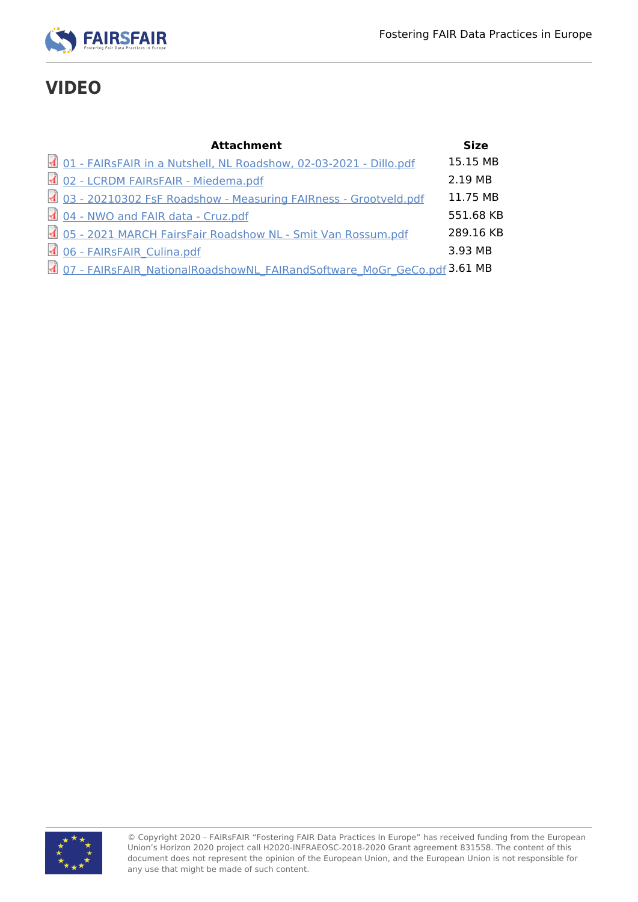# VIDEO

| Attachment | Size |
| --- | --- |
| 01 - FAIRsFAIR in a Nutshell, NL Roadshow, 02-03-2021 - Dillo.pdf | 15.15 MB |
| 02 - LCRDM FAIRsFAIR - Miedema.pdf | 2.19 MB |
| 03 - 20210302 FsF Roadshow - Measuring FAIRness - Grootveld.pdf | 11.75 MB |
| 04 - NWO and FAIR data - Cruz.pdf | 551.68 KB |
| 05 - 2021 MARCH FairsFair Roadshow NL - Smit Van Rossum.pdf | 289.16 KB |
| 06 - FAIRsFAIR_Culina.pdf | 3.93 MB |
| 07 - FAIRsFAIR_NationalRoadshowNL_FAIRandSoftware_MoGr_GeCo.pdf | 3.61 MB |